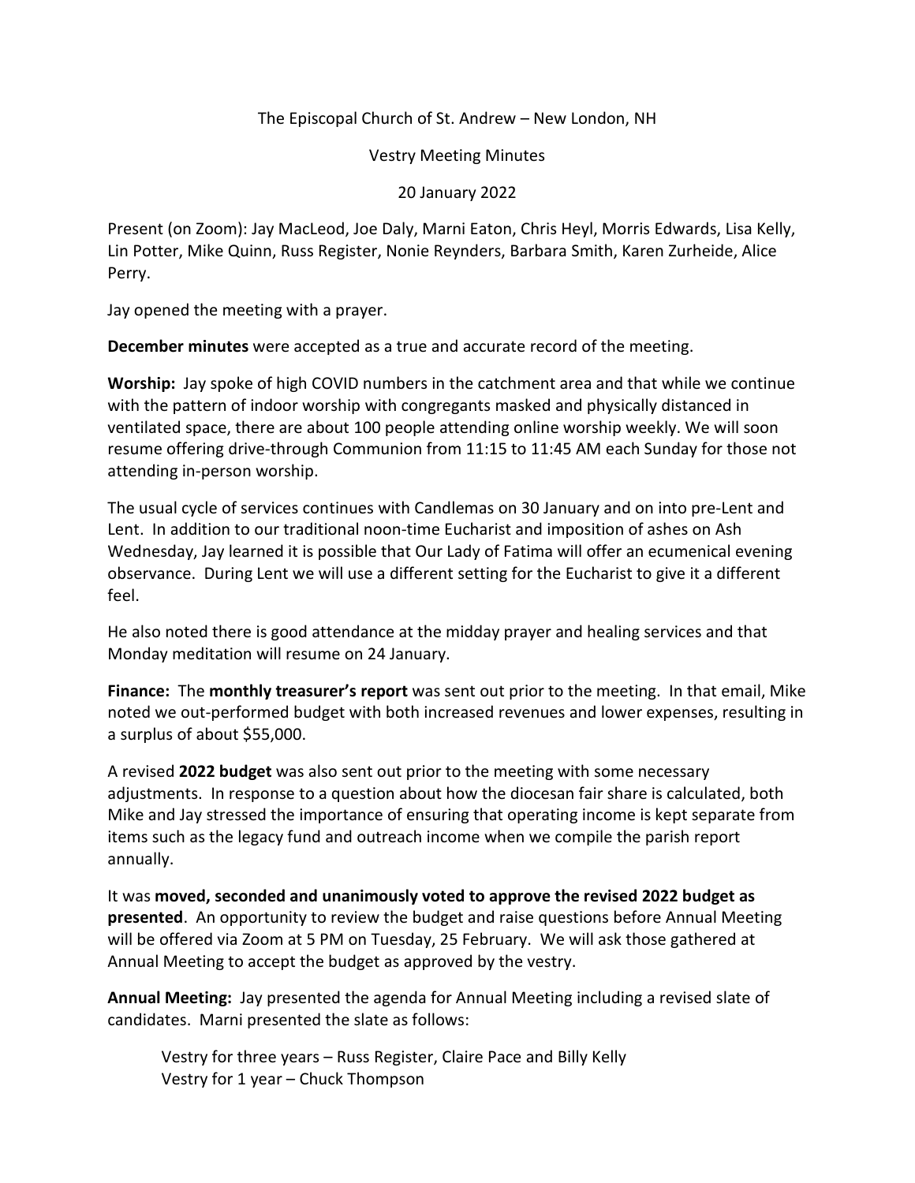The Episcopal Church of St. Andrew – New London, NH

Vestry Meeting Minutes

20 January 2022

Present (on Zoom): Jay MacLeod, Joe Daly, Marni Eaton, Chris Heyl, Morris Edwards, Lisa Kelly, Lin Potter, Mike Quinn, Russ Register, Nonie Reynders, Barbara Smith, Karen Zurheide, Alice Perry.

Jay opened the meeting with a prayer.

**December minutes** were accepted as a true and accurate record of the meeting.

**Worship:** Jay spoke of high COVID numbers in the catchment area and that while we continue with the pattern of indoor worship with congregants masked and physically distanced in ventilated space, there are about 100 people attending online worship weekly. We will soon resume offering drive-through Communion from 11:15 to 11:45 AM each Sunday for those not attending in-person worship.

The usual cycle of services continues with Candlemas on 30 January and on into pre-Lent and Lent. In addition to our traditional noon-time Eucharist and imposition of ashes on Ash Wednesday, Jay learned it is possible that Our Lady of Fatima will offer an ecumenical evening observance. During Lent we will use a different setting for the Eucharist to give it a different feel.

He also noted there is good attendance at the midday prayer and healing services and that Monday meditation will resume on 24 January.

**Finance:** The **monthly treasurer's report** was sent out prior to the meeting. In that email, Mike noted we out-performed budget with both increased revenues and lower expenses, resulting in a surplus of about $55,000.

A revised **2022 budget** was also sent out prior to the meeting with some necessary adjustments. In response to a question about how the diocesan fair share is calculated, both Mike and Jay stressed the importance of ensuring that operating income is kept separate from items such as the legacy fund and outreach income when we compile the parish report annually.

It was **moved, seconded and unanimously voted to approve the revised 2022 budget as presented**. An opportunity to review the budget and raise questions before Annual Meeting will be offered via Zoom at 5 PM on Tuesday, 25 February. We will ask those gathered at Annual Meeting to accept the budget as approved by the vestry.

**Annual Meeting:** Jay presented the agenda for Annual Meeting including a revised slate of candidates. Marni presented the slate as follows:

Vestry for three years – Russ Register, Claire Pace and Billy Kelly
Vestry for 1 year – Chuck Thompson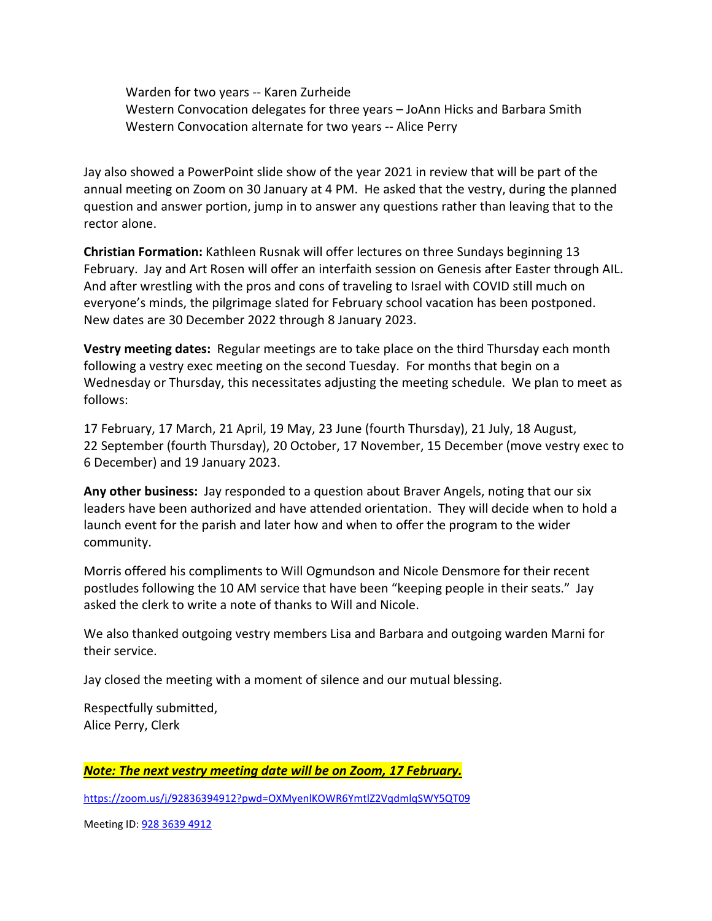Warden for two years -- Karen Zurheide
Western Convocation delegates for three years – JoAnn Hicks and Barbara Smith
Western Convocation alternate for two years -- Alice Perry

Jay also showed a PowerPoint slide show of the year 2021 in review that will be part of the annual meeting on Zoom on 30 January at 4 PM. He asked that the vestry, during the planned question and answer portion, jump in to answer any questions rather than leaving that to the rector alone.

**Christian Formation:** Kathleen Rusnak will offer lectures on three Sundays beginning 13 February. Jay and Art Rosen will offer an interfaith session on Genesis after Easter through AIL. And after wrestling with the pros and cons of traveling to Israel with COVID still much on everyone's minds, the pilgrimage slated for February school vacation has been postponed. New dates are 30 December 2022 through 8 January 2023.

**Vestry meeting dates:** Regular meetings are to take place on the third Thursday each month following a vestry exec meeting on the second Tuesday. For months that begin on a Wednesday or Thursday, this necessitates adjusting the meeting schedule. We plan to meet as follows:

17 February, 17 March, 21 April, 19 May, 23 June (fourth Thursday), 21 July, 18 August, 22 September (fourth Thursday), 20 October, 17 November, 15 December (move vestry exec to 6 December) and 19 January 2023.

**Any other business:** Jay responded to a question about Braver Angels, noting that our six leaders have been authorized and have attended orientation. They will decide when to hold a launch event for the parish and later how and when to offer the program to the wider community.

Morris offered his compliments to Will Ogmundson and Nicole Densmore for their recent postludes following the 10 AM service that have been "keeping people in their seats." Jay asked the clerk to write a note of thanks to Will and Nicole.

We also thanked outgoing vestry members Lisa and Barbara and outgoing warden Marni for their service.

Jay closed the meeting with a moment of silence and our mutual blessing.

Respectfully submitted,
Alice Perry, Clerk

***Note: The next vestry meeting date will be on Zoom, 17 February.***

https://zoom.us/j/92836394912?pwd=OXMyenlKOWR6YmtlZ2VqdmlqSWY5QT09

Meeting ID: 928 3639 4912